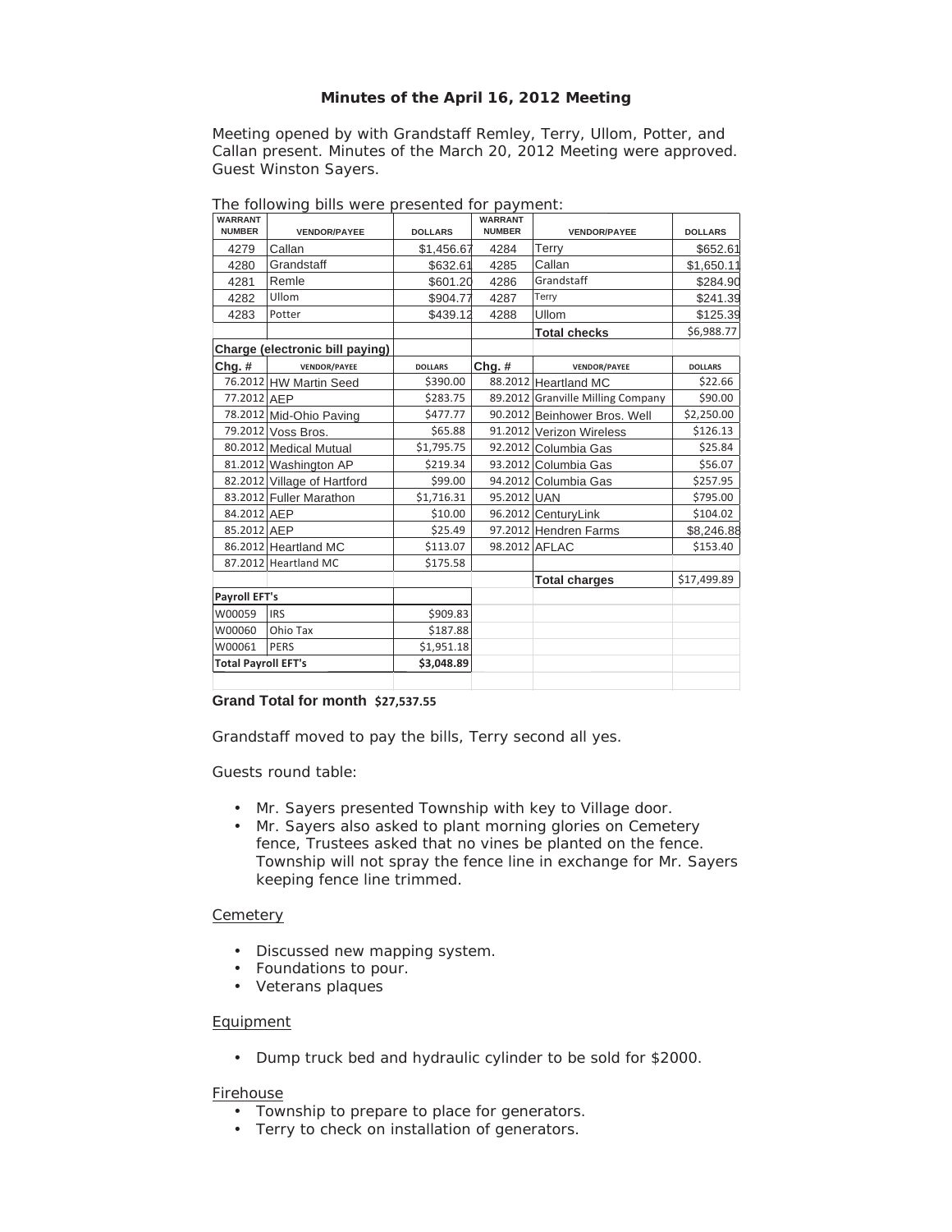**Minutes of the April 16, 2012 Meeting**

Meeting opened by with Grandstaff Remley, Terry, Ullom, Potter, and Callan present. Minutes of the March 20, 2012 Meeting were approved. Guest Winston Sayers.

The following bills were presented for payment:

| WARRANT NUMBER | VENDOR/PAYEE | DOLLARS | WARRANT NUMBER | VENDOR/PAYEE | DOLLARS |
|---|---|---|---|---|---|
| 4279 | Callan | $1,456.67 | 4284 | Terry | $652.61 |
| 4280 | Grandstaff | $632.61 | 4285 | Callan | $1,650.11 |
| 4281 | Remle | $601.20 | 4286 | Grandstaff | $284.90 |
| 4282 | Ullom | $904.77 | 4287 | Terry | $241.39 |
| 4283 | Potter | $439.12 | 4288 | Ullom | $125.39 |
| | | | | **Total checks** | $6,988.77 |
| **Charge (electronic bill paying)** | | | | | |
| **Chg. #** | VENDOR/PAYEE | DOLLARS | **Chg. #** | VENDOR/PAYEE | DOLLARS |
| 76.2012 | HW Martin Seed | $390.00 | 88.2012 | Heartland MC | $22.66 |
| 77.2012 | AEP | $283.75 | 89.2012 | Granville Milling Company | $90.00 |
| 78.2012 | Mid-Ohio Paving | $477.77 | 90.2012 | Beinhower Bros. Well | $2,250.00 |
| 79.2012 | Voss Bros. | $65.88 | 91.2012 | Verizon Wireless | $126.13 |
| 80.2012 | Medical Mutual | $1,795.75 | 92.2012 | Columbia Gas | $25.84 |
| 81.2012 | Washington AP | $219.34 | 93.2012 | Columbia Gas | $56.07 |
| 82.2012 | Village of Hartford | $99.00 | 94.2012 | Columbia Gas | $257.95 |
| 83.2012 | Fuller Marathon | $1,716.31 | 95.2012 | UAN | $795.00 |
| 84.2012 | AEP | $10.00 | 96.2012 | CenturyLink | $104.02 |
| 85.2012 | AEP | $25.49 | 97.2012 | Hendren Farms | $8,246.88 |
| 86.2012 | Heartland MC | $113.07 | 98.2012 | AFLAC | $153.40 |
| 87.2012 | Heartland MC | $175.58 | | | |
| | | | | **Total charges** | $17,499.89 |
| **Payroll EFT's** | | | | | |
| W00059 | IRS | $909.83 | | | |
| W00060 | Ohio Tax | $187.88 | | | |
| W00061 | PERS | $1,951.18 | | | |
| **Total Payroll EFT's** | | **$3,048.89** | | | |

**Grand Total for month $27,537.55**

Grandstaff moved to pay the bills, Terry second all yes.

Guests round table:

- Mr. Sayers presented Township with key to Village door.
- Mr. Sayers also asked to plant morning glories on Cemetery fence, Trustees asked that no vines be planted on the fence. Township will not spray the fence line in exchange for Mr. Sayers keeping fence line trimmed.

Cemetery

- Discussed new mapping system.
- Foundations to pour.
- Veterans plaques

Equipment

- Dump truck bed and hydraulic cylinder to be sold for $2000.

Firehouse

- Township to prepare to place for generators.
- Terry to check on installation of generators.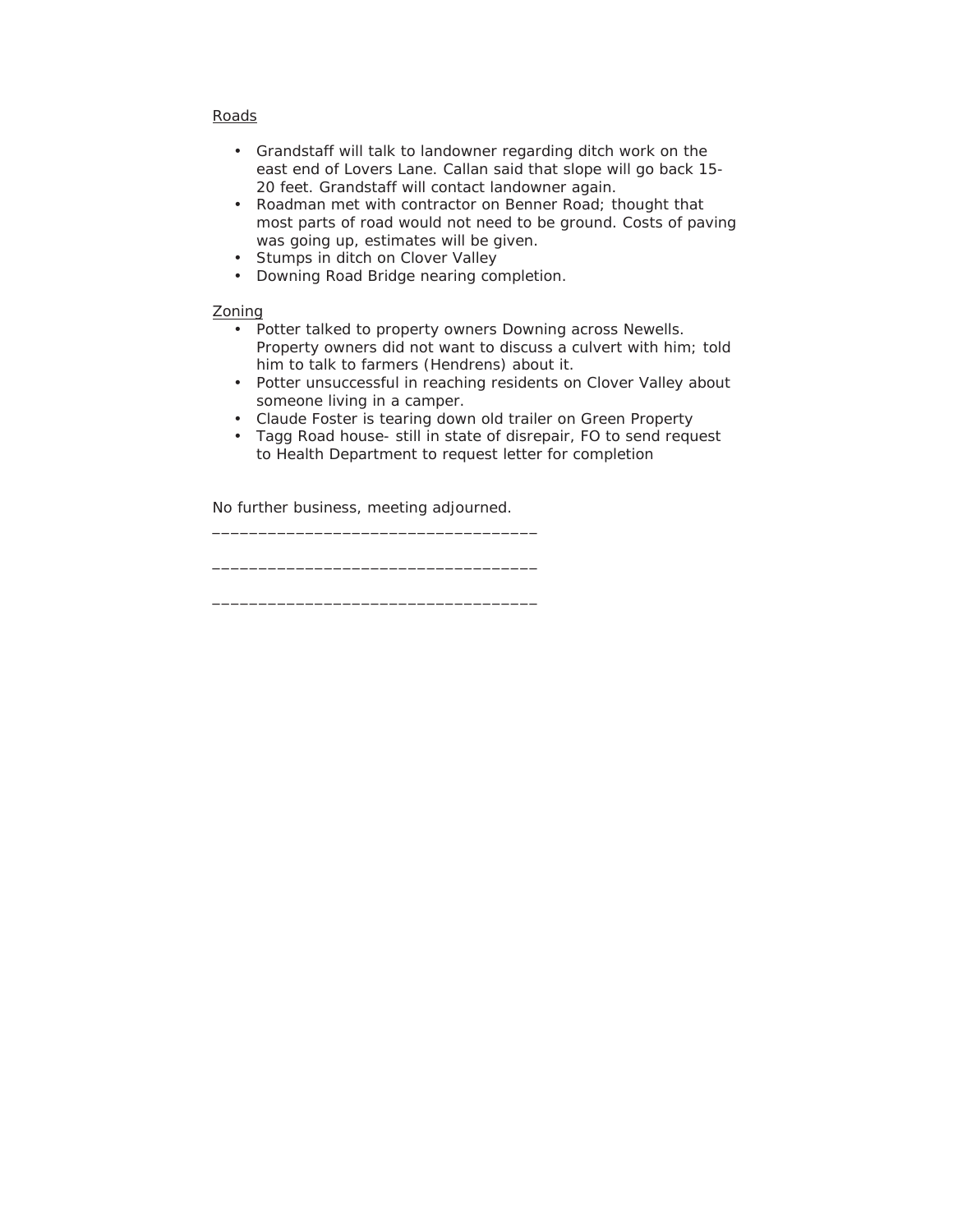Roads

- Grandstaff will talk to landowner regarding ditch work on the east end of Lovers Lane. Callan said that slope will go back 15-20 feet. Grandstaff will contact landowner again.
- Roadman met with contractor on Benner Road; thought that most parts of road would not need to be ground. Costs of paving was going up, estimates will be given.
- Stumps in ditch on Clover Valley
- Downing Road Bridge nearing completion.

Zoning

- Potter talked to property owners Downing across Newells. Property owners did not want to discuss a culvert with him; told him to talk to farmers (Hendrens) about it.
- Potter unsuccessful in reaching residents on Clover Valley about someone living in a camper.
- Claude Foster is tearing down old trailer on Green Property
- Tagg Road house- still in state of disrepair, FO to send request to Health Department to request letter for completion

No further business, meeting adjourned.

___________________________________

___________________________________

___________________________________